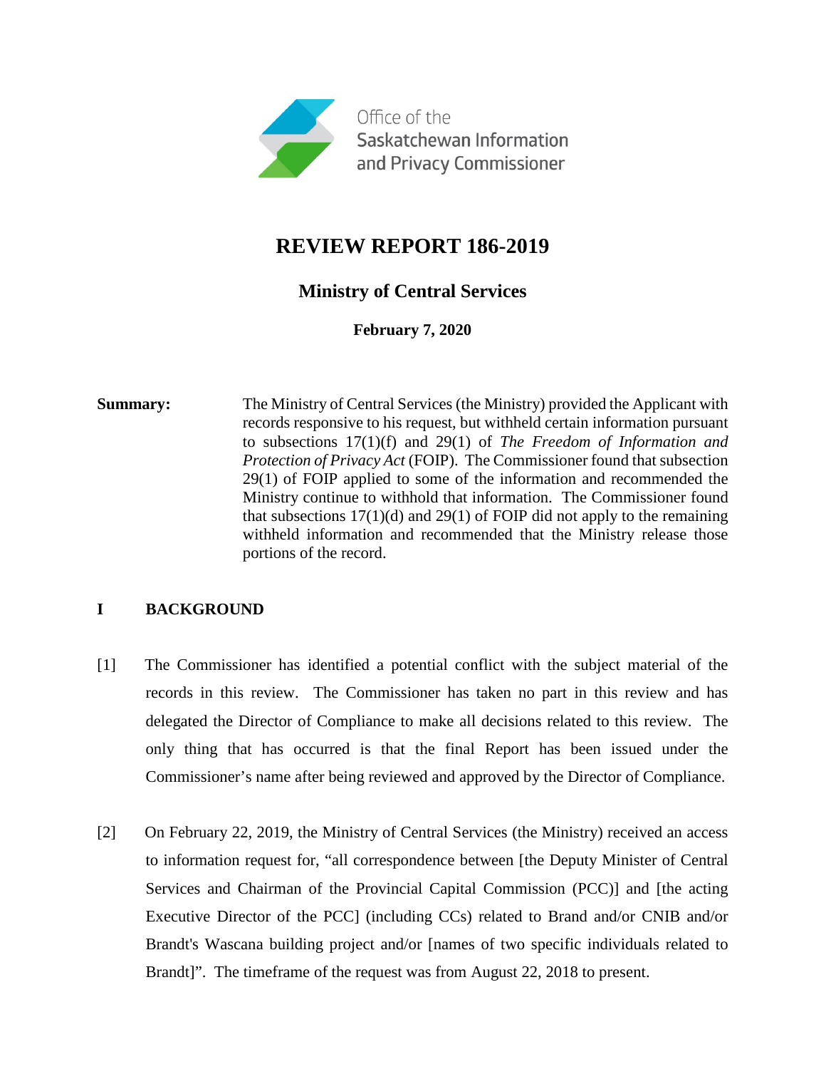Office of the
Saskatchewan Information
and Privacy Commissioner

# REVIEW REPORT 186-2019

## Ministry of Central Services

**February 7, 2020**

**Summary:** The Ministry of Central Services (the Ministry) provided the Applicant with records responsive to his request, but withheld certain information pursuant to subsections 17(1)(f) and 29(1) of *The Freedom of Information and Protection of Privacy Act* (FOIP). The Commissioner found that subsection 29(1) of FOIP applied to some of the information and recommended the Ministry continue to withhold that information. The Commissioner found that subsections 17(1)(d) and 29(1) of FOIP did not apply to the remaining withheld information and recommended that the Ministry release those portions of the record.

## I BACKGROUND

[1] The Commissioner has identified a potential conflict with the subject material of the records in this review. The Commissioner has taken no part in this review and has delegated the Director of Compliance to make all decisions related to this review. The only thing that has occurred is that the final Report has been issued under the Commissioner's name after being reviewed and approved by the Director of Compliance.

[2] On February 22, 2019, the Ministry of Central Services (the Ministry) received an access to information request for, "all correspondence between [the Deputy Minister of Central Services and Chairman of the Provincial Capital Commission (PCC)] and [the acting Executive Director of the PCC] (including CCs) related to Brand and/or CNIB and/or Brandt's Wascana building project and/or [names of two specific individuals related to Brandt]". The timeframe of the request was from August 22, 2018 to present.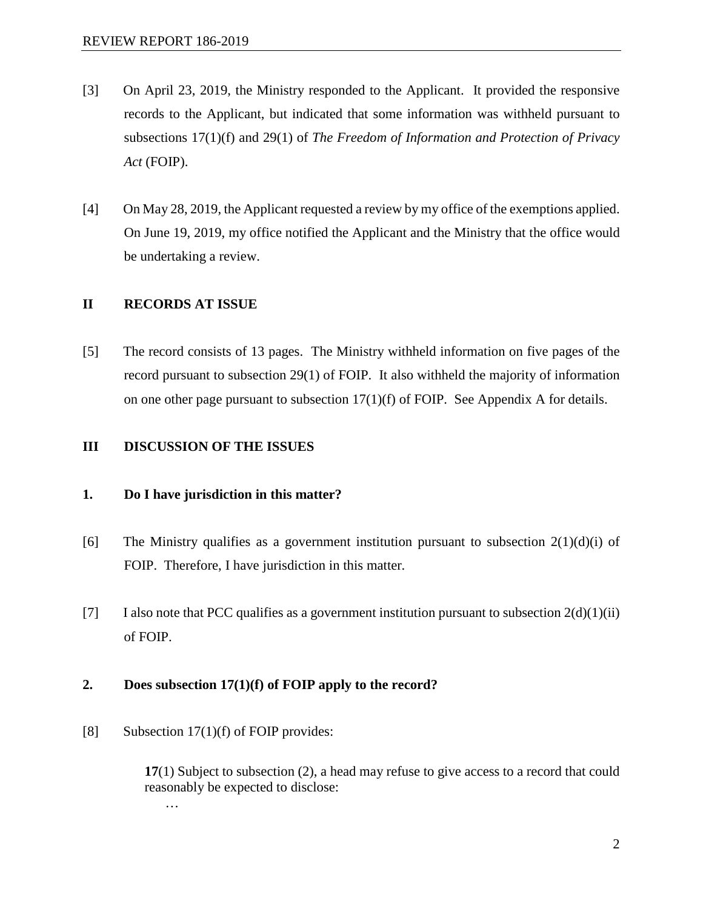[3] On April 23, 2019, the Ministry responded to the Applicant. It provided the responsive records to the Applicant, but indicated that some information was withheld pursuant to subsections 17(1)(f) and 29(1) of *The Freedom of Information and Protection of Privacy Act* (FOIP).

[4] On May 28, 2019, the Applicant requested a review by my office of the exemptions applied. On June 19, 2019, my office notified the Applicant and the Ministry that the office would be undertaking a review.

## II RECORDS AT ISSUE

[5] The record consists of 13 pages. The Ministry withheld information on five pages of the record pursuant to subsection 29(1) of FOIP. It also withheld the majority of information on one other page pursuant to subsection 17(1)(f) of FOIP. See Appendix A for details.

## III DISCUSSION OF THE ISSUES

### 1. Do I have jurisdiction in this matter?

[6] The Ministry qualifies as a government institution pursuant to subsection 2(1)(d)(i) of FOIP. Therefore, I have jurisdiction in this matter.

[7] I also note that PCC qualifies as a government institution pursuant to subsection 2(d)(1)(ii) of FOIP.

### 2. Does subsection 17(1)(f) of FOIP apply to the record?

[8] Subsection 17(1)(f) of FOIP provides:

> **17**(1) Subject to subsection (2), a head may refuse to give access to a record that could reasonably be expected to disclose:
>
> …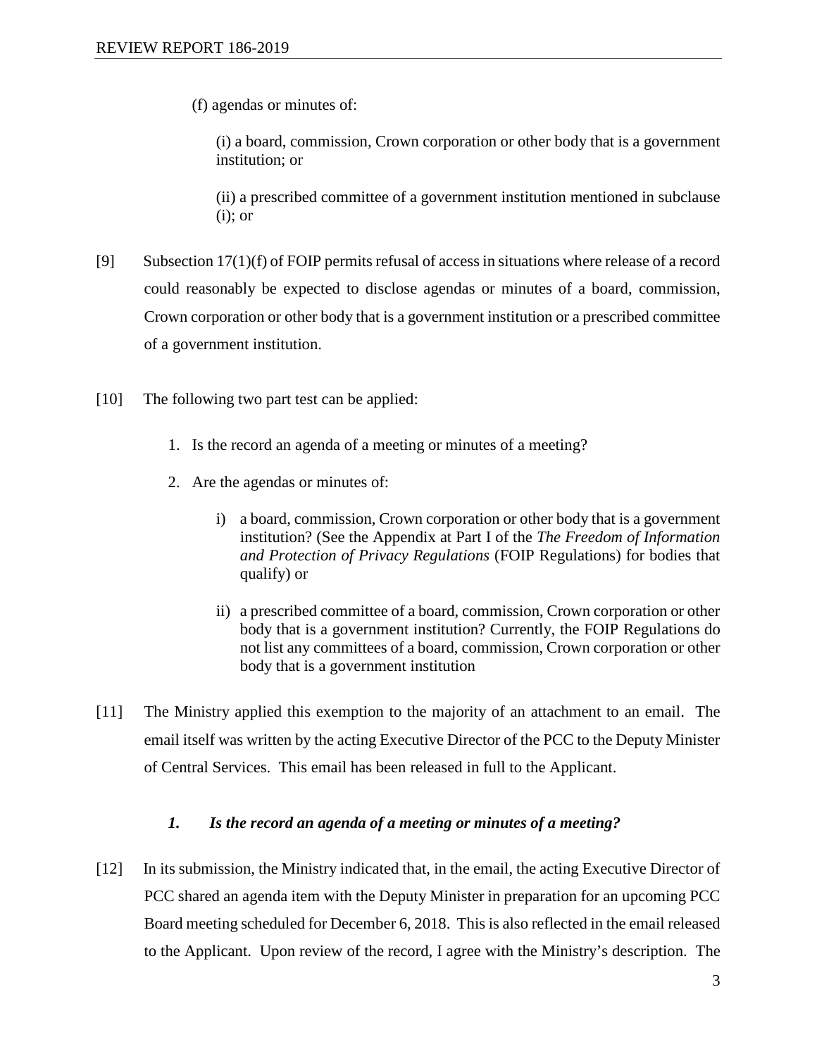(f) agendas or minutes of:

(i) a board, commission, Crown corporation or other body that is a government institution; or

(ii) a prescribed committee of a government institution mentioned in subclause (i); or

[9] Subsection 17(1)(f) of FOIP permits refusal of access in situations where release of a record could reasonably be expected to disclose agendas or minutes of a board, commission, Crown corporation or other body that is a government institution or a prescribed committee of a government institution.

[10] The following two part test can be applied:

1. Is the record an agenda of a meeting or minutes of a meeting?
2. Are the agendas or minutes of:
    i) a board, commission, Crown corporation or other body that is a government institution? (See the Appendix at Part I of the *The Freedom of Information and Protection of Privacy Regulations* (FOIP Regulations) for bodies that qualify) or
    ii) a prescribed committee of a board, commission, Crown corporation or other body that is a government institution? Currently, the FOIP Regulations do not list any committees of a board, commission, Crown corporation or other body that is a government institution

[11] The Ministry applied this exemption to the majority of an attachment to an email. The email itself was written by the acting Executive Director of the PCC to the Deputy Minister of Central Services. This email has been released in full to the Applicant.

### *1. Is the record an agenda of a meeting or minutes of a meeting?*

[12] In its submission, the Ministry indicated that, in the email, the acting Executive Director of PCC shared an agenda item with the Deputy Minister in preparation for an upcoming PCC Board meeting scheduled for December 6, 2018. This is also reflected in the email released to the Applicant. Upon review of the record, I agree with the Ministry's description. The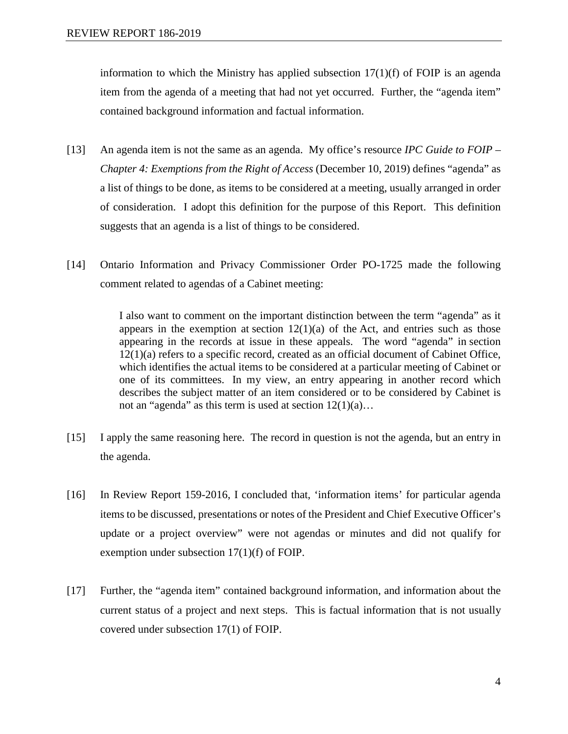information to which the Ministry has applied subsection 17(1)(f) of FOIP is an agenda item from the agenda of a meeting that had not yet occurred. Further, the "agenda item" contained background information and factual information.

[13] An agenda item is not the same as an agenda. My office's resource *IPC Guide to FOIP – Chapter 4: Exemptions from the Right of Access* (December 10, 2019) defines "agenda" as a list of things to be done, as items to be considered at a meeting, usually arranged in order of consideration. I adopt this definition for the purpose of this Report. This definition suggests that an agenda is a list of things to be considered.

[14] Ontario Information and Privacy Commissioner Order PO-1725 made the following comment related to agendas of a Cabinet meeting:

> I also want to comment on the important distinction between the term "agenda" as it appears in the exemption at section 12(1)(a) of the Act, and entries such as those appearing in the records at issue in these appeals. The word "agenda" in section 12(1)(a) refers to a specific record, created as an official document of Cabinet Office, which identifies the actual items to be considered at a particular meeting of Cabinet or one of its committees. In my view, an entry appearing in another record which describes the subject matter of an item considered or to be considered by Cabinet is not an "agenda" as this term is used at section 12(1)(a)…

[15] I apply the same reasoning here. The record in question is not the agenda, but an entry in the agenda.

[16] In Review Report 159-2016, I concluded that, 'information items' for particular agenda items to be discussed, presentations or notes of the President and Chief Executive Officer's update or a project overview" were not agendas or minutes and did not qualify for exemption under subsection 17(1)(f) of FOIP.

[17] Further, the "agenda item" contained background information, and information about the current status of a project and next steps. This is factual information that is not usually covered under subsection 17(1) of FOIP.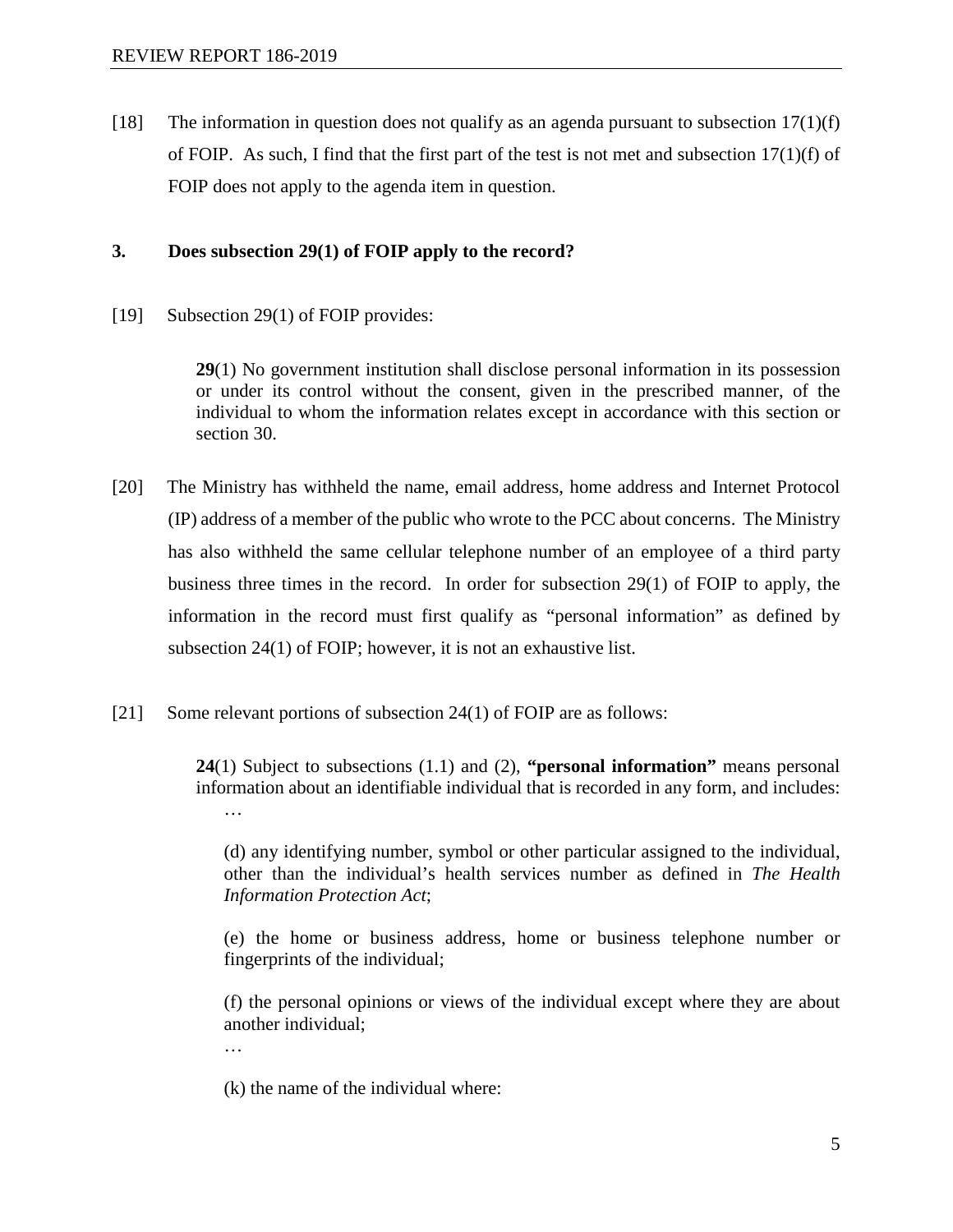[18] The information in question does not qualify as an agenda pursuant to subsection 17(1)(f) of FOIP. As such, I find that the first part of the test is not met and subsection 17(1)(f) of FOIP does not apply to the agenda item in question.

### 3. Does subsection 29(1) of FOIP apply to the record?

[19] Subsection 29(1) of FOIP provides:

> **29**(1) No government institution shall disclose personal information in its possession or under its control without the consent, given in the prescribed manner, of the individual to whom the information relates except in accordance with this section or section 30.

[20] The Ministry has withheld the name, email address, home address and Internet Protocol (IP) address of a member of the public who wrote to the PCC about concerns. The Ministry has also withheld the same cellular telephone number of an employee of a third party business three times in the record. In order for subsection 29(1) of FOIP to apply, the information in the record must first qualify as "personal information" as defined by subsection 24(1) of FOIP; however, it is not an exhaustive list.

[21] Some relevant portions of subsection 24(1) of FOIP are as follows:

> **24**(1) Subject to subsections (1.1) and (2), **"personal information"** means personal information about an identifiable individual that is recorded in any form, and includes:
>
> …
>
> (d) any identifying number, symbol or other particular assigned to the individual, other than the individual's health services number as defined in *The Health Information Protection Act*;
>
> (e) the home or business address, home or business telephone number or fingerprints of the individual;
>
> (f) the personal opinions or views of the individual except where they are about another individual;
>
> …
>
> (k) the name of the individual where: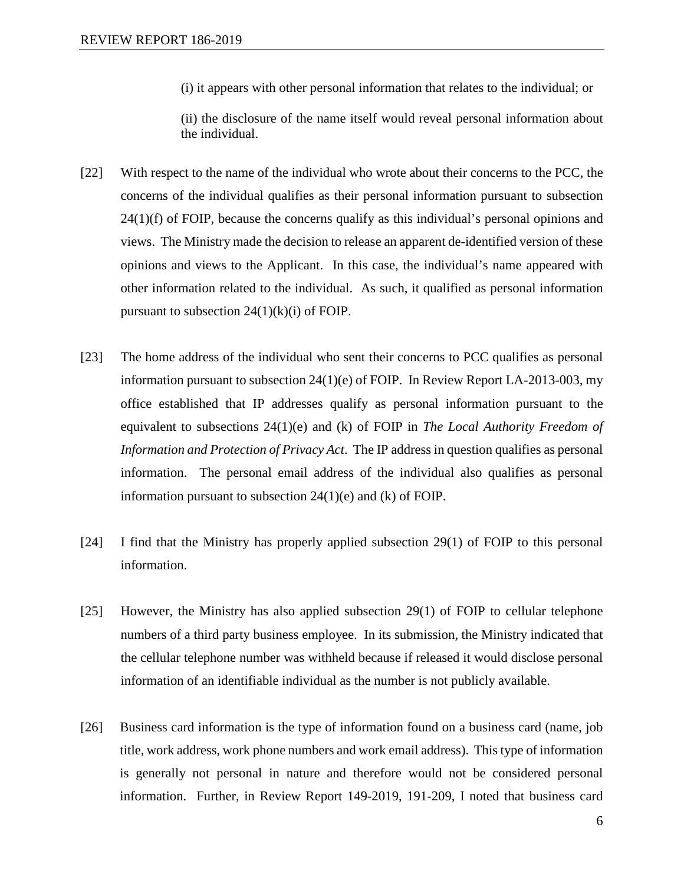(i) it appears with other personal information that relates to the individual; or

(ii) the disclosure of the name itself would reveal personal information about the individual.

[22] With respect to the name of the individual who wrote about their concerns to the PCC, the concerns of the individual qualifies as their personal information pursuant to subsection 24(1)(f) of FOIP, because the concerns qualify as this individual's personal opinions and views. The Ministry made the decision to release an apparent de-identified version of these opinions and views to the Applicant. In this case, the individual's name appeared with other information related to the individual. As such, it qualified as personal information pursuant to subsection 24(1)(k)(i) of FOIP.

[23] The home address of the individual who sent their concerns to PCC qualifies as personal information pursuant to subsection 24(1)(e) of FOIP. In Review Report LA-2013-003, my office established that IP addresses qualify as personal information pursuant to the equivalent to subsections 24(1)(e) and (k) of FOIP in *The Local Authority Freedom of Information and Protection of Privacy Act*. The IP address in question qualifies as personal information. The personal email address of the individual also qualifies as personal information pursuant to subsection 24(1)(e) and (k) of FOIP.

[24] I find that the Ministry has properly applied subsection 29(1) of FOIP to this personal information.

[25] However, the Ministry has also applied subsection 29(1) of FOIP to cellular telephone numbers of a third party business employee. In its submission, the Ministry indicated that the cellular telephone number was withheld because if released it would disclose personal information of an identifiable individual as the number is not publicly available.

[26] Business card information is the type of information found on a business card (name, job title, work address, work phone numbers and work email address). This type of information is generally not personal in nature and therefore would not be considered personal information. Further, in Review Report 149-2019, 191-209, I noted that business card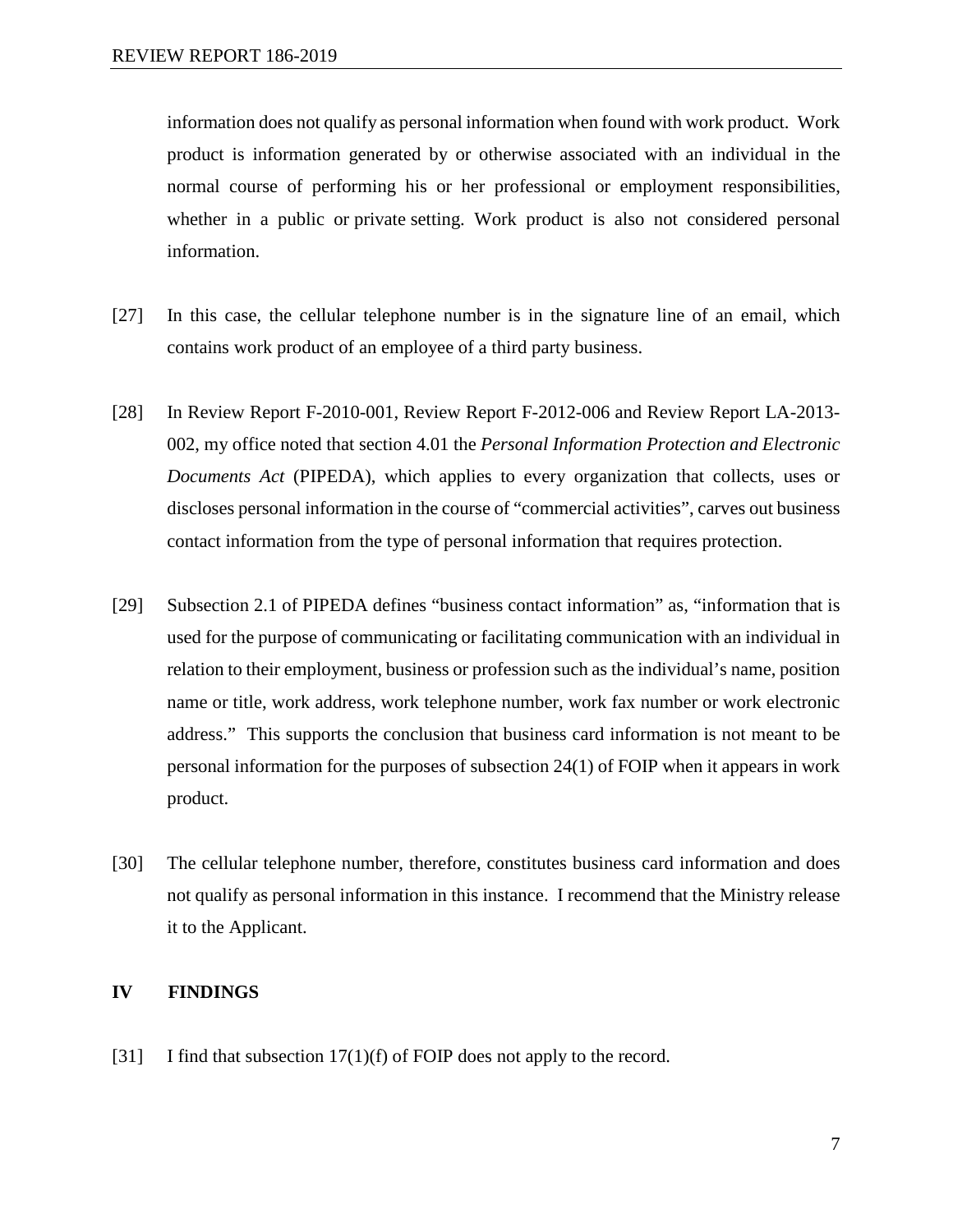information does not qualify as personal information when found with work product. Work product is information generated by or otherwise associated with an individual in the normal course of performing his or her professional or employment responsibilities, whether in a public or private setting. Work product is also not considered personal information.

[27] In this case, the cellular telephone number is in the signature line of an email, which contains work product of an employee of a third party business.

[28] In Review Report F-2010-001, Review Report F-2012-006 and Review Report LA-2013-002, my office noted that section 4.01 the *Personal Information Protection and Electronic Documents Act* (PIPEDA), which applies to every organization that collects, uses or discloses personal information in the course of "commercial activities", carves out business contact information from the type of personal information that requires protection.

[29] Subsection 2.1 of PIPEDA defines "business contact information" as, "information that is used for the purpose of communicating or facilitating communication with an individual in relation to their employment, business or profession such as the individual's name, position name or title, work address, work telephone number, work fax number or work electronic address." This supports the conclusion that business card information is not meant to be personal information for the purposes of subsection 24(1) of FOIP when it appears in work product.

[30] The cellular telephone number, therefore, constitutes business card information and does not qualify as personal information in this instance. I recommend that the Ministry release it to the Applicant.

## IV FINDINGS

[31] I find that subsection 17(1)(f) of FOIP does not apply to the record.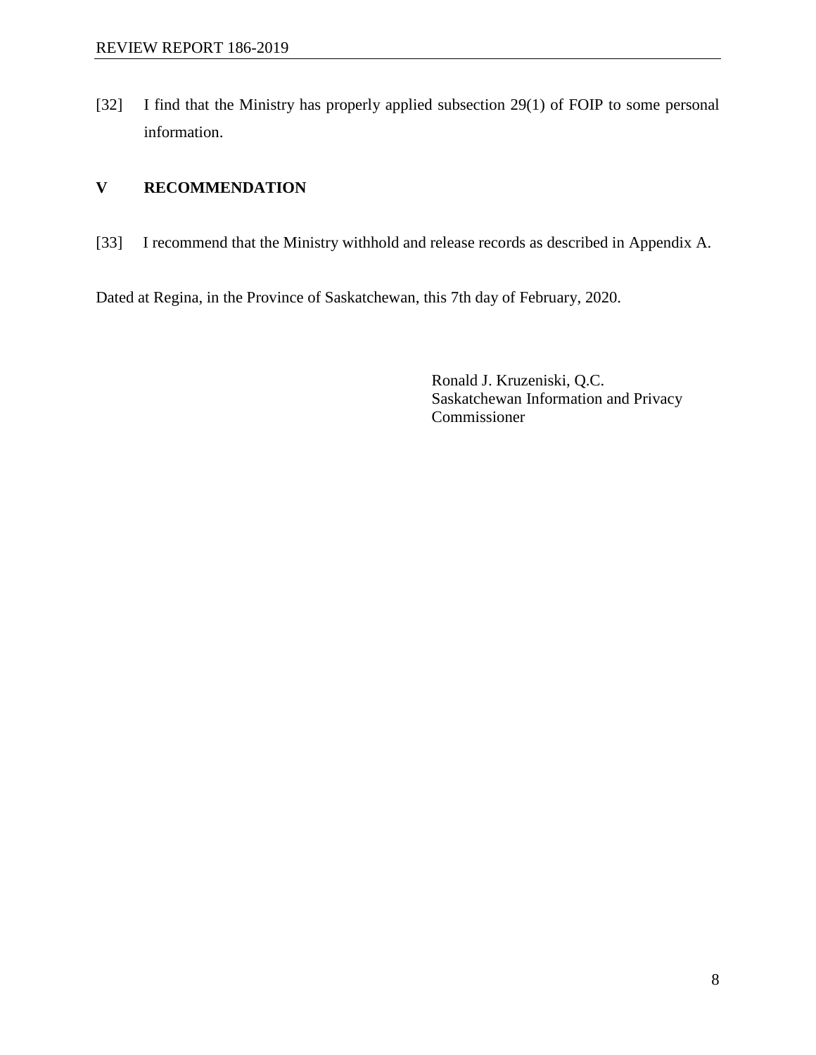[32] I find that the Ministry has properly applied subsection 29(1) of FOIP to some personal information.

## V RECOMMENDATION

[33] I recommend that the Ministry withhold and release records as described in Appendix A.

Dated at Regina, in the Province of Saskatchewan, this 7th day of February, 2020.

Ronald J. Kruzeniski, Q.C.
Saskatchewan Information and Privacy Commissioner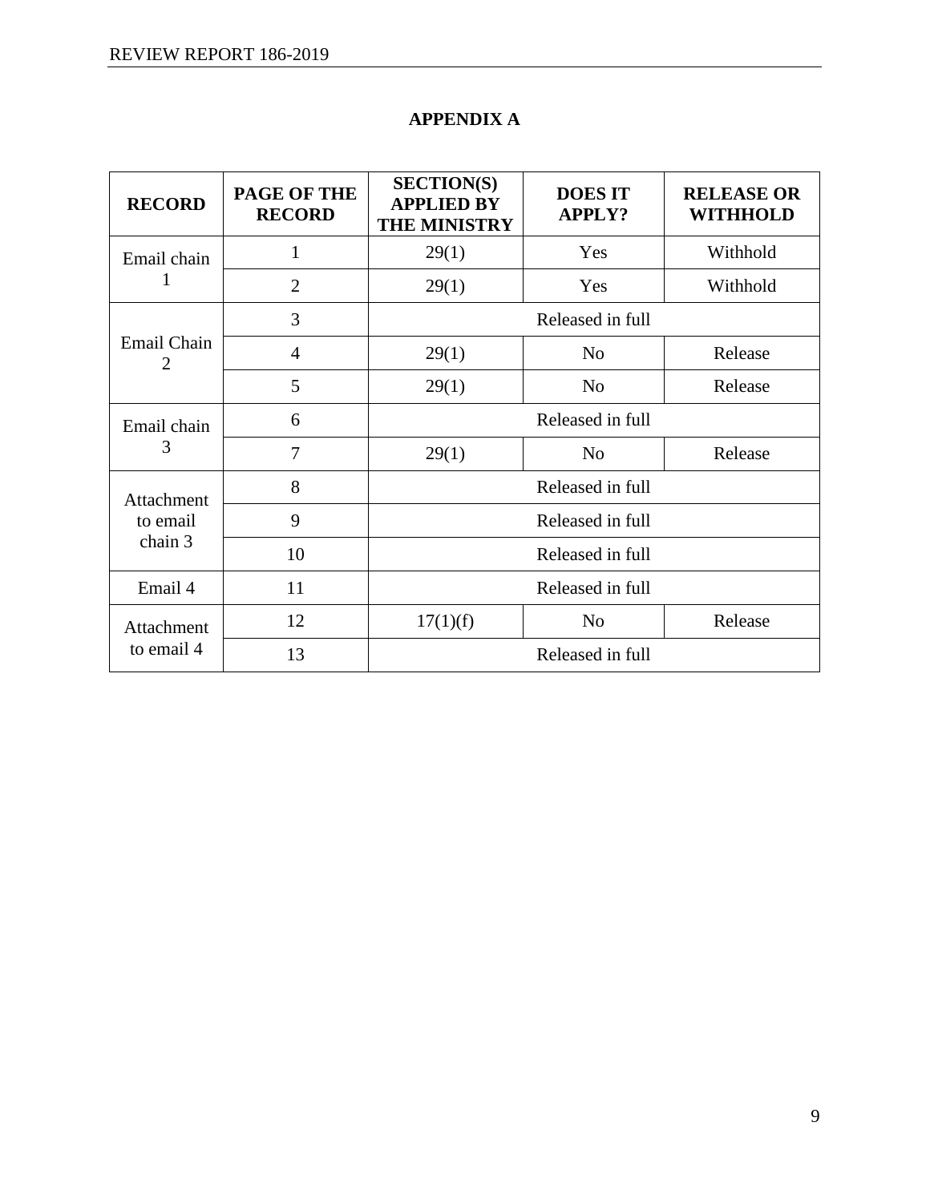# APPENDIX A

| RECORD | PAGE OF THE RECORD | SECTION(S) APPLIED BY THE MINISTRY | DOES IT APPLY? | RELEASE OR WITHHOLD |
|---|---|---|---|---|
| Email chain 1 | 1 | 29(1) | Yes | Withhold |
| | 2 | 29(1) | Yes | Withhold |
| Email Chain 2 | 3 | Released in full | | |
| | 4 | 29(1) | No | Release |
| | 5 | 29(1) | No | Release |
| Email chain 3 | 6 | Released in full | | |
| | 7 | 29(1) | No | Release |
| Attachment to email chain 3 | 8 | Released in full | | |
| | 9 | Released in full | | |
| | 10 | Released in full | | |
| Email 4 | 11 | Released in full | | |
| Attachment to email 4 | 12 | 17(1)(f) | No | Release |
| | 13 | Released in full | | |